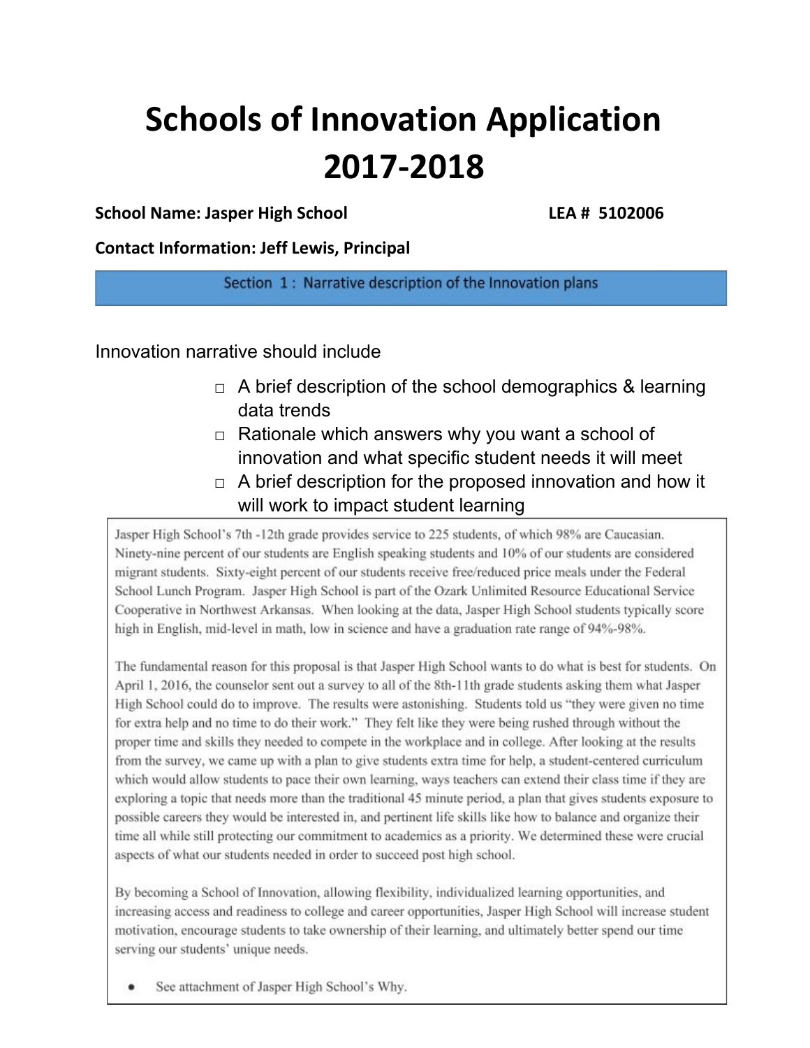# Schools of Innovation Application 2017-2018

**School Name: Jasper High School** **LEA # 5102006**

**Contact Information: Jeff Lewis, Principal**

## Section 1 : Narrative description of the Innovation plans

Innovation narrative should include

- □ A brief description of the school demographics & learning data trends
- □ Rationale which answers why you want a school of innovation and what specific student needs it will meet
- □ A brief description for the proposed innovation and how it will work to impact student learning

Jasper High School's 7th -12th grade provides service to 225 students, of which 98% are Caucasian. Ninety-nine percent of our students are English speaking students and 10% of our students are considered migrant students. Sixty-eight percent of our students receive free/reduced price meals under the Federal School Lunch Program. Jasper High School is part of the Ozark Unlimited Resource Educational Service Cooperative in Northwest Arkansas. When looking at the data, Jasper High School students typically score high in English, mid-level in math, low in science and have a graduation rate range of 94%-98%.

The fundamental reason for this proposal is that Jasper High School wants to do what is best for students. On April 1, 2016, the counselor sent out a survey to all of the 8th-11th grade students asking them what Jasper High School could do to improve. The results were astonishing. Students told us "they were given no time for extra help and no time to do their work." They felt like they were being rushed through without the proper time and skills they needed to compete in the workplace and in college. After looking at the results from the survey, we came up with a plan to give students extra time for help, a student-centered curriculum which would allow students to pace their own learning, ways teachers can extend their class time if they are exploring a topic that needs more than the traditional 45 minute period, a plan that gives students exposure to possible careers they would be interested in, and pertinent life skills like how to balance and organize their time all while still protecting our commitment to academics as a priority. We determined these were crucial aspects of what our students needed in order to succeed post high school.

By becoming a School of Innovation, allowing flexibility, individualized learning opportunities, and increasing access and readiness to college and career opportunities, Jasper High School will increase student motivation, encourage students to take ownership of their learning, and ultimately better spend our time serving our students' unique needs.

- See attachment of Jasper High School's Why.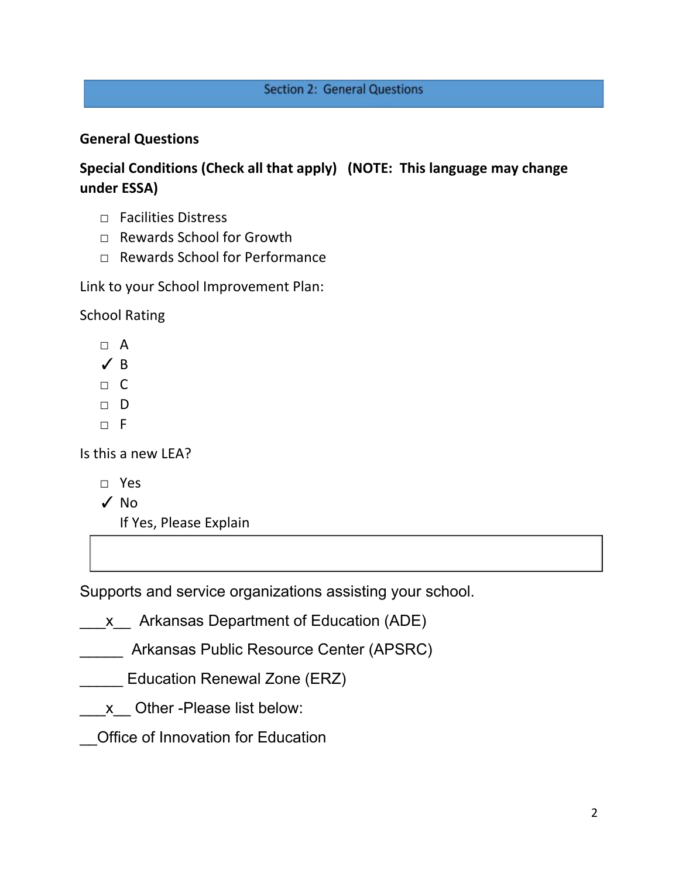## Section 2: General Questions

**General Questions**

**Special Conditions (Check all that apply) (NOTE: This language may change under ESSA)**

- ☐ Facilities Distress
- ☐ Rewards School for Growth
- ☐ Rewards School for Performance

Link to your School Improvement Plan:

School Rating

- ☐ A
- ✓ B
- ☐ C
- ☐ D
- ☐ F

Is this a new LEA?

- ☐ Yes
- ✓ No

If Yes, Please Explain

| |
|---|
| |

Supports and service organizations assisting your school.

___x__ Arkansas Department of Education (ADE)

______ Arkansas Public Resource Center (APSRC)

______ Education Renewal Zone (ERZ)

___x__ Other -Please list below:

__Office of Innovation for Education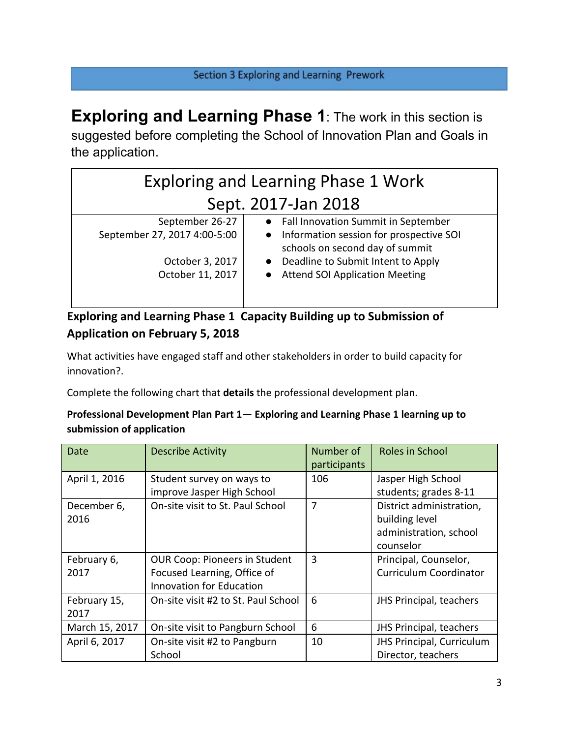Section 3 Exploring and Learning Prework

# Exploring and Learning Phase 1: The work in this section is suggested before completing the School of Innovation Plan and Goals in the application.

| Exploring and Learning Phase 1 Work Sept. 2017-Jan 2018 | |
|---|---|
| September 26-27<br>September 27, 2017 4:00-5:00<br><br>October 3, 2017<br>October 11, 2017 | ● Fall Innovation Summit in September<br>● Information session for prospective SOI schools on second day of summit<br>● Deadline to Submit Intent to Apply<br>● Attend SOI Application Meeting |

**Exploring and Learning Phase 1 Capacity Building up to Submission of Application on February 5, 2018**

What activities have engaged staff and other stakeholders in order to build capacity for innovation?.

Complete the following chart that **details** the professional development plan.

**Professional Development Plan Part 1— Exploring and Learning Phase 1 learning up to submission of application**

| Date | Describe Activity | Number of participants | Roles in School |
|---|---|---|---|
| April 1, 2016 | Student survey on ways to improve Jasper High School | 106 | Jasper High School students; grades 8-11 |
| December 6, 2016 | On-site visit to St. Paul School | 7 | District administration, building level administration, school counselor |
| February 6, 2017 | OUR Coop: Pioneers in Student Focused Learning, Office of Innovation for Education | 3 | Principal, Counselor, Curriculum Coordinator |
| February 15, 2017 | On-site visit #2 to St. Paul School | 6 | JHS Principal, teachers |
| March 15, 2017 | On-site visit to Pangburn School | 6 | JHS Principal, teachers |
| April 6, 2017 | On-site visit #2 to Pangburn School | 10 | JHS Principal, Curriculum Director, teachers |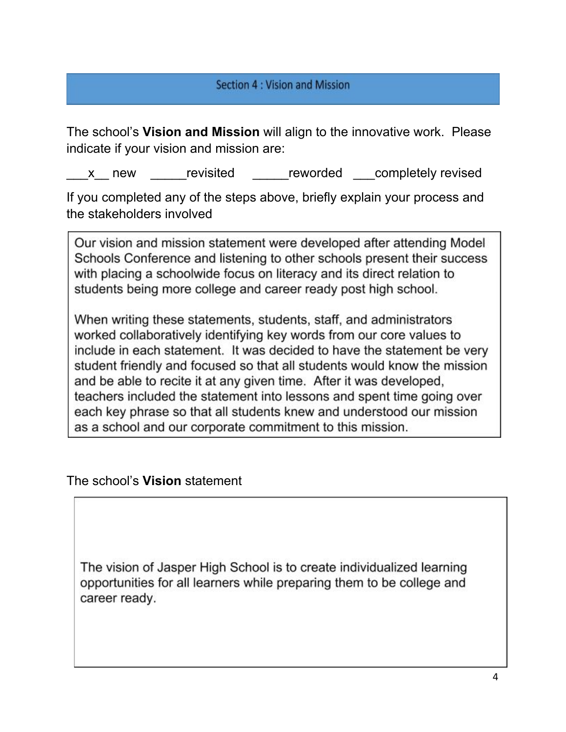## Section 4 : Vision and Mission

The school's **Vision and Mission** will align to the innovative work. Please indicate if your vision and mission are:

___x__ new _____revisited _____reworded ___completely revised

If you completed any of the steps above, briefly explain your process and the stakeholders involved

Our vision and mission statement were developed after attending Model Schools Conference and listening to other schools present their success with placing a schoolwide focus on literacy and its direct relation to students being more college and career ready post high school.

When writing these statements, students, staff, and administrators worked collaboratively identifying key words from our core values to include in each statement. It was decided to have the statement be very student friendly and focused so that all students would know the mission and be able to recite it at any given time. After it was developed, teachers included the statement into lessons and spent time going over each key phrase so that all students knew and understood our mission as a school and our corporate commitment to this mission.

The school's **Vision** statement

The vision of Jasper High School is to create individualized learning opportunities for all learners while preparing them to be college and career ready.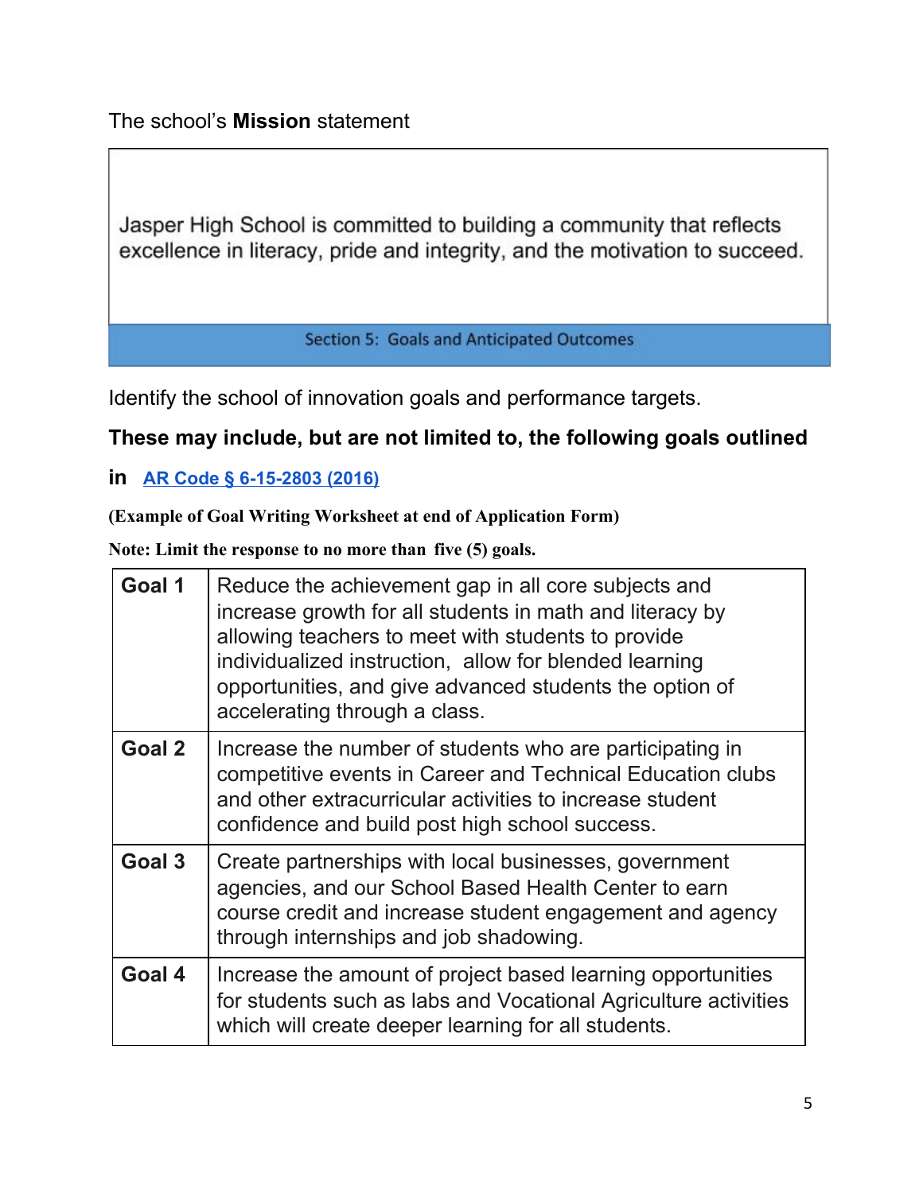The school's **Mission** statement

| Jasper High School is committed to building a community that reflects excellence in literacy, pride and integrity, and the motivation to succeed. |
|---|

## Section 5: Goals and Anticipated Outcomes

Identify the school of innovation goals and performance targets.

**These may include, but are not limited to, the following goals outlined in [AR Code § 6-15-2803 (2016)]**

**(Example of Goal Writing Worksheet at end of Application Form)**

**Note: Limit the response to no more than five (5) goals.**

| | |
|---|---|
| **Goal 1** | Reduce the achievement gap in all core subjects and increase growth for all students in math and literacy by allowing teachers to meet with students to provide individualized instruction, allow for blended learning opportunities, and give advanced students the option of accelerating through a class. |
| **Goal 2** | Increase the number of students who are participating in competitive events in Career and Technical Education clubs and other extracurricular activities to increase student confidence and build post high school success. |
| **Goal 3** | Create partnerships with local businesses, government agencies, and our School Based Health Center to earn course credit and increase student engagement and agency through internships and job shadowing. |
| **Goal 4** | Increase the amount of project based learning opportunities for students such as labs and Vocational Agriculture activities which will create deeper learning for all students. |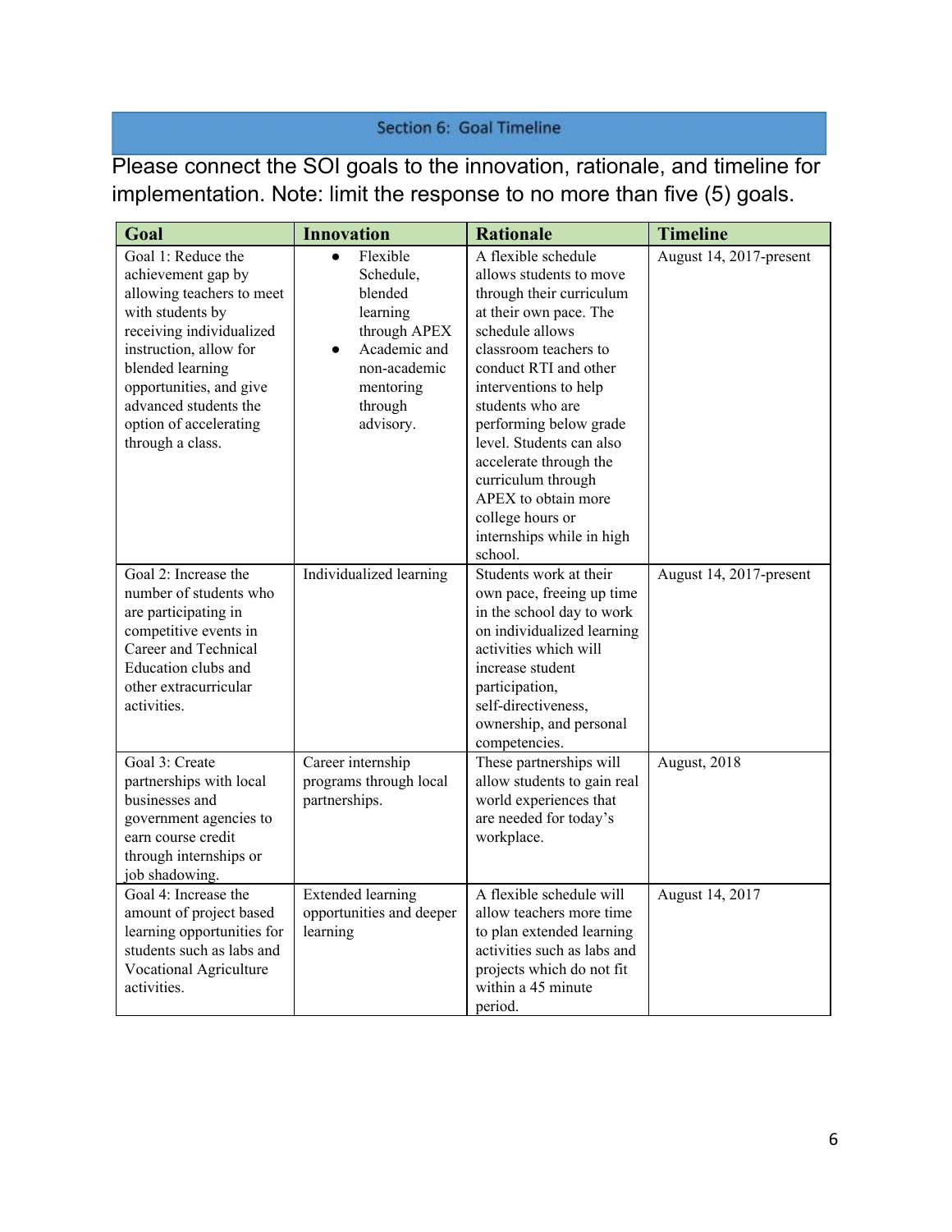## Section 6: Goal Timeline

Please connect the SOI goals to the innovation, rationale, and timeline for implementation. Note: limit the response to no more than five (5) goals.

| Goal | Innovation | Rationale | Timeline |
|---|---|---|---|
| Goal 1: Reduce the achievement gap by allowing teachers to meet with students by receiving individualized instruction, allow for blended learning opportunities, and give advanced students the option of accelerating through a class. | • Flexible Schedule, blended learning through APEX<br>• Academic and non-academic mentoring through advisory. | A flexible schedule allows students to move through their curriculum at their own pace. The schedule allows classroom teachers to conduct RTI and other interventions to help students who are performing below grade level. Students can also accelerate through the curriculum through APEX to obtain more college hours or internships while in high school. | August 14, 2017-present |
| Goal 2: Increase the number of students who are participating in competitive events in Career and Technical Education clubs and other extracurricular activities. | Individualized learning | Students work at their own pace, freeing up time in the school day to work on individualized learning activities which will increase student participation, self-directiveness, ownership, and personal competencies. | August 14, 2017-present |
| Goal 3: Create partnerships with local businesses and government agencies to earn course credit through internships or job shadowing. | Career internship programs through local partnerships. | These partnerships will allow students to gain real world experiences that are needed for today's workplace. | August, 2018 |
| Goal 4: Increase the amount of project based learning opportunities for students such as labs and Vocational Agriculture activities. | Extended learning opportunities and deeper learning | A flexible schedule will allow teachers more time to plan extended learning activities such as labs and projects which do not fit within a 45 minute period. | August 14, 2017 |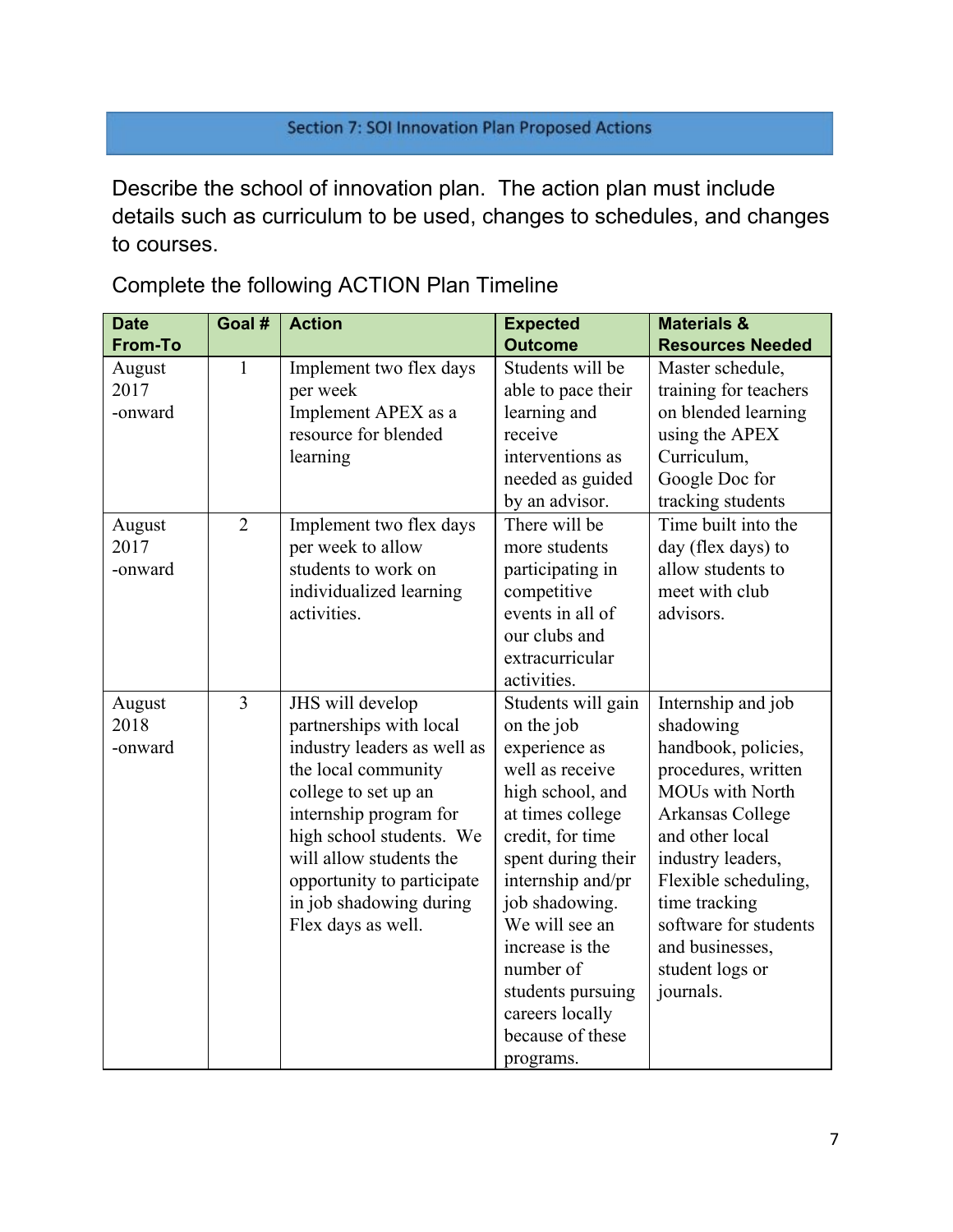## Section 7: SOI Innovation Plan Proposed Actions

Describe the school of innovation plan. The action plan must include details such as curriculum to be used, changes to schedules, and changes to courses.

Complete the following ACTION Plan Timeline

| Date From-To | Goal # | Action | Expected Outcome | Materials & Resources Needed |
|---|---|---|---|---|
| August 2017 -onward | 1 | Implement two flex days per week Implement APEX as a resource for blended learning | Students will be able to pace their learning and receive interventions as needed as guided by an advisor. | Master schedule, training for teachers on blended learning using the APEX Curriculum, Google Doc for tracking students |
| August 2017 -onward | 2 | Implement two flex days per week to allow students to work on individualized learning activities. | There will be more students participating in competitive events in all of our clubs and extracurricular activities. | Time built into the day (flex days) to allow students to meet with club advisors. |
| August 2018 -onward | 3 | JHS will develop partnerships with local industry leaders as well as the local community college to set up an internship program for high school students. We will allow students the opportunity to participate in job shadowing during Flex days as well. | Students will gain on the job experience as well as receive high school, and at times college credit, for time spent during their internship and/pr job shadowing. We will see an increase is the number of students pursuing careers locally because of these programs. | Internship and job shadowing handbook, policies, procedures, written MOUs with North Arkansas College and other local industry leaders, Flexible scheduling, time tracking software for students and businesses, student logs or journals. |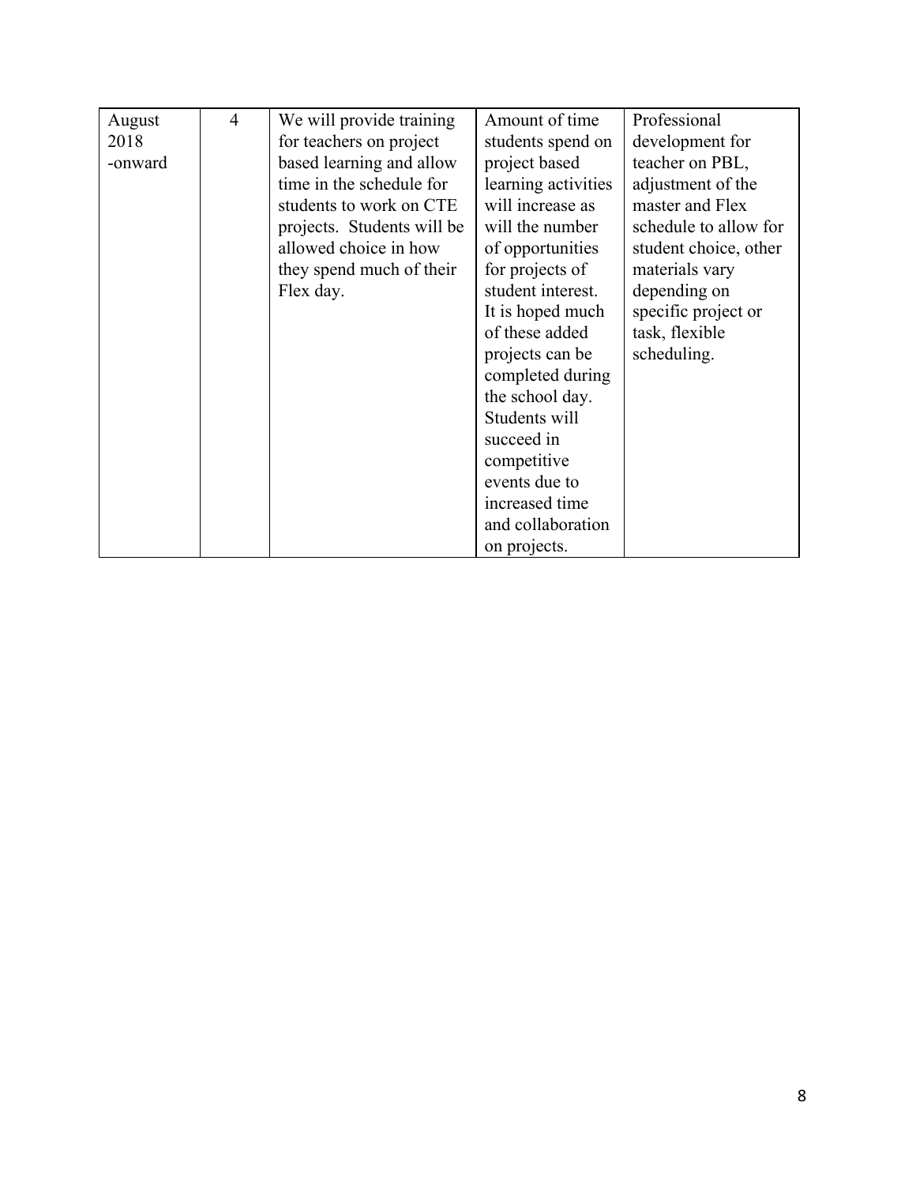| August 2018 -onward | 4 | We will provide training for teachers on project based learning and allow time in the schedule for students to work on CTE projects. Students will be allowed choice in how they spend much of their Flex day. | Amount of time students spend on project based learning activities will increase as will the number of opportunities for projects of student interest. It is hoped much of these added projects can be completed during the school day. Students will succeed in competitive events due to increased time and collaboration on projects. | Professional development for teacher on PBL, adjustment of the master and Flex schedule to allow for student choice, other materials vary depending on specific project or task, flexible scheduling. |
|---|---|---|---|---|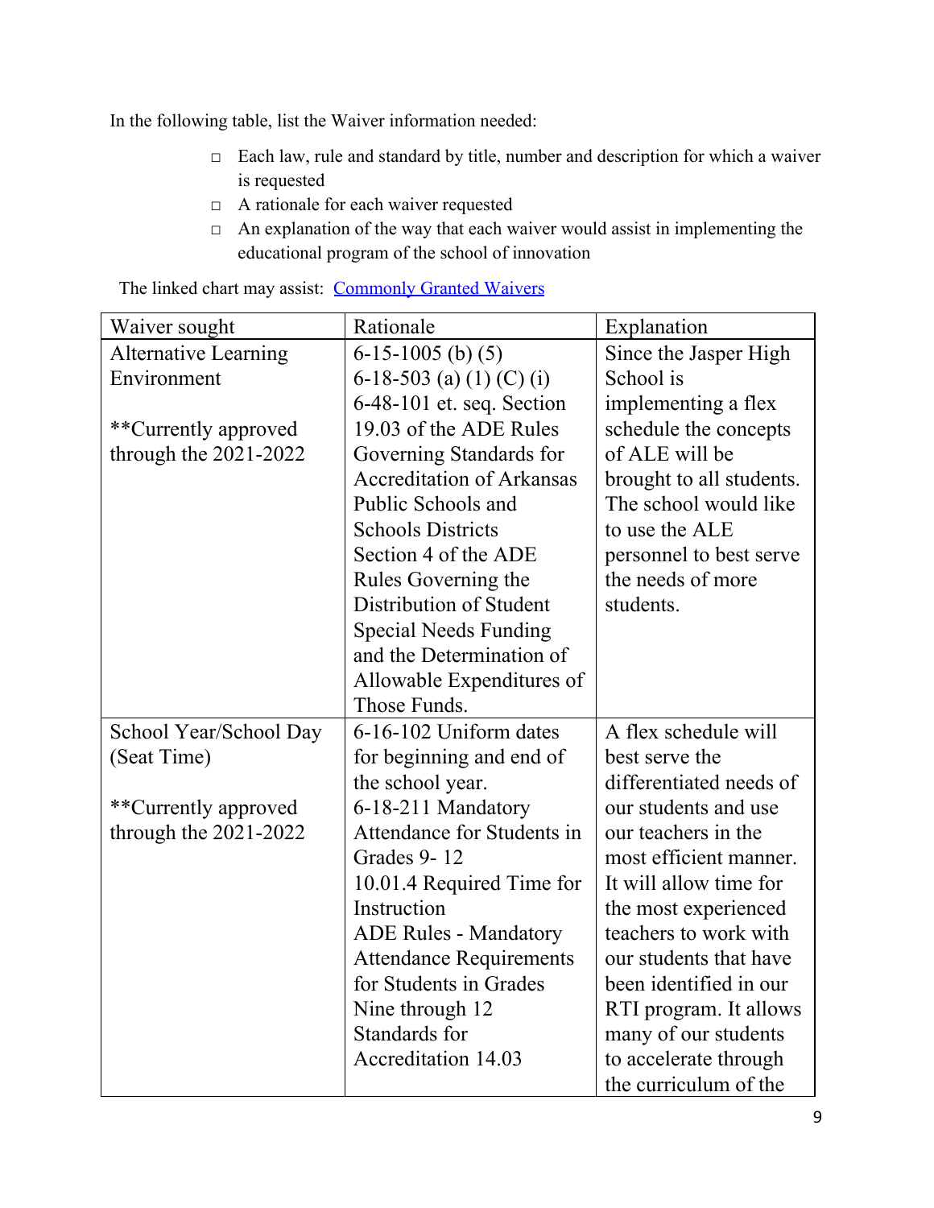In the following table, list the Waiver information needed:

- Each law, rule and standard by title, number and description for which a waiver is requested
- A rationale for each waiver requested
- An explanation of the way that each waiver would assist in implementing the educational program of the school of innovation

The linked chart may assist: [Commonly Granted Waivers]()

| Waiver sought | Rationale | Explanation |
|---|---|---|
| Alternative Learning Environment<br><br>**Currently approved through the 2021-2022 | 6-15-1005 (b) (5)<br>6-18-503 (a) (1) (C) (i)<br>6-48-101 et. seq. Section 19.03 of the ADE Rules Governing Standards for Accreditation of Arkansas Public Schools and Schools Districts<br>Section 4 of the ADE Rules Governing the Distribution of Student Special Needs Funding and the Determination of Allowable Expenditures of Those Funds. | Since the Jasper High School is implementing a flex schedule the concepts of ALE will be brought to all students. The school would like to use the ALE personnel to best serve the needs of more students. |
| School Year/School Day (Seat Time)<br><br>**Currently approved through the 2021-2022 | 6-16-102 Uniform dates for beginning and end of the school year.<br>6-18-211 Mandatory Attendance for Students in Grades 9- 12<br>10.01.4 Required Time for Instruction<br>ADE Rules - Mandatory Attendance Requirements for Students in Grades Nine through 12<br>Standards for Accreditation 14.03 | A flex schedule will best serve the differentiated needs of our students and use our teachers in the most efficient manner. It will allow time for the most experienced teachers to work with our students that have been identified in our RTI program. It allows many of our students to accelerate through the curriculum of the |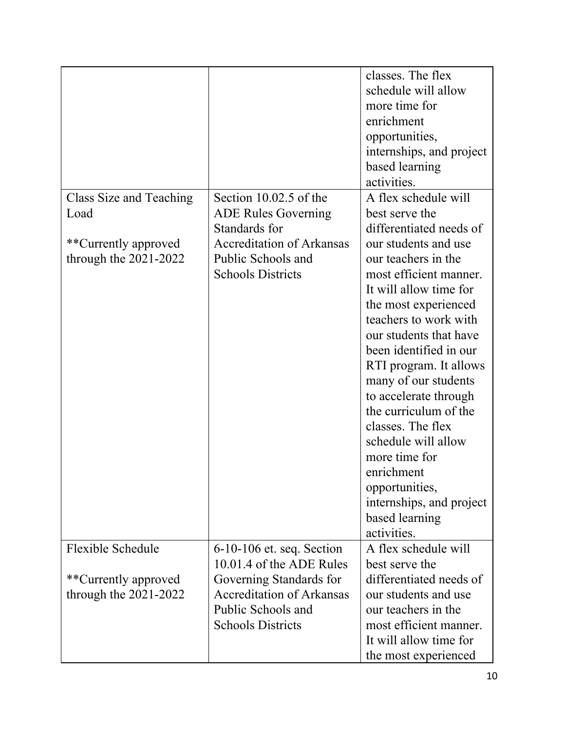| | | |
|---|---|---|
| | | classes. The flex schedule will allow more time for enrichment opportunities, internships, and project based learning activities. |
| Class Size and Teaching Load<br><br>**Currently approved through the 2021-2022 | Section 10.02.5 of the ADE Rules Governing Standards for Accreditation of Arkansas Public Schools and Schools Districts | A flex schedule will best serve the differentiated needs of our students and use our teachers in the most efficient manner. It will allow time for the most experienced teachers to work with our students that have been identified in our RTI program. It allows many of our students to accelerate through the curriculum of the classes. The flex schedule will allow more time for enrichment opportunities, internships, and project based learning activities. |
| Flexible Schedule<br><br>**Currently approved through the 2021-2022 | 6-10-106 et. seq. Section 10.01.4 of the ADE Rules Governing Standards for Accreditation of Arkansas Public Schools and Schools Districts | A flex schedule will best serve the differentiated needs of our students and use our teachers in the most efficient manner. It will allow time for the most experienced |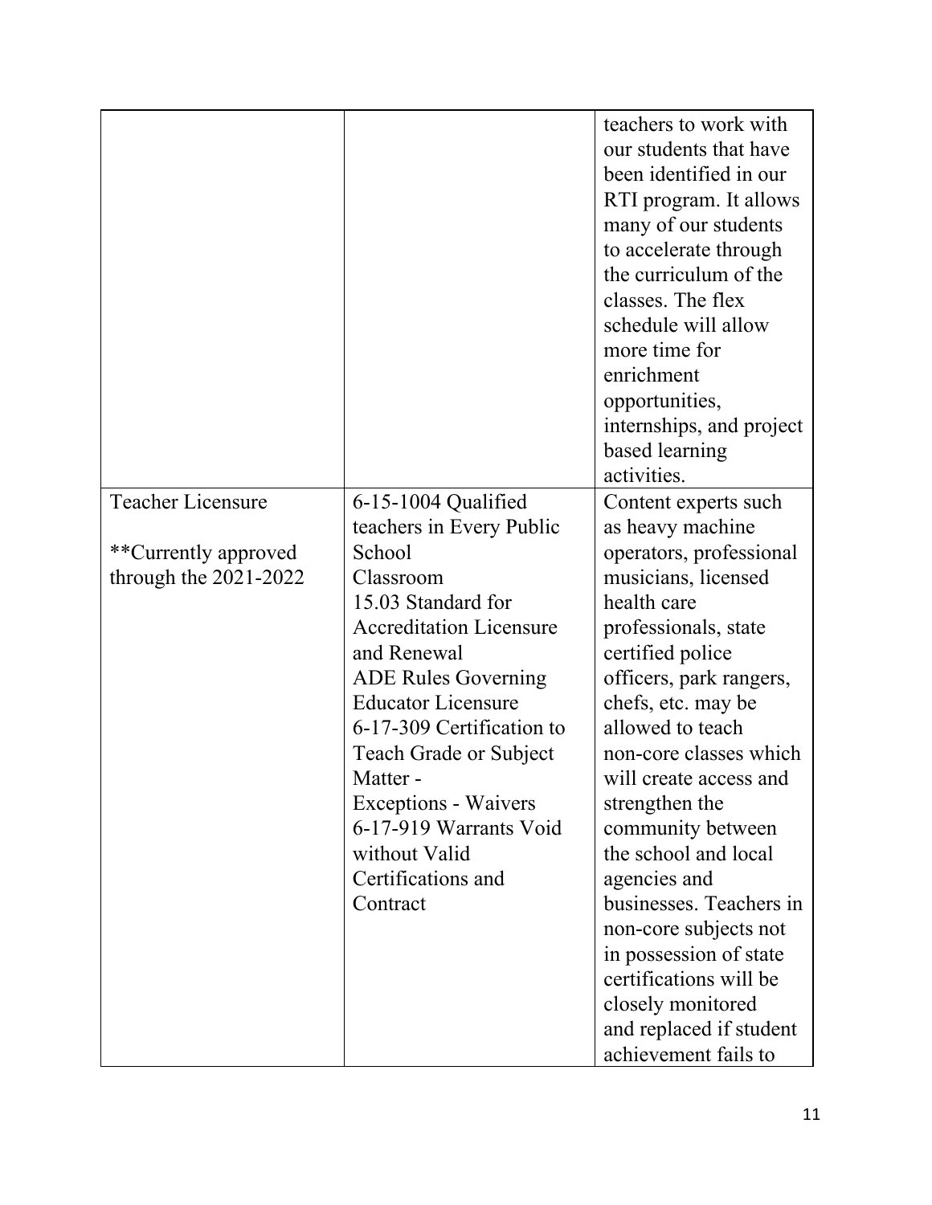| | | |
|---|---|---|
| | | teachers to work with our students that have been identified in our RTI program. It allows many of our students to accelerate through the curriculum of the classes. The flex schedule will allow more time for enrichment opportunities, internships, and project based learning activities. |
| Teacher Licensure<br><br>**Currently approved through the 2021-2022 | 6-15-1004 Qualified teachers in Every Public School Classroom<br>15.03 Standard for Accreditation Licensure and Renewal<br>ADE Rules Governing Educator Licensure<br>6-17-309 Certification to Teach Grade or Subject Matter - Exceptions - Waivers<br>6-17-919 Warrants Void without Valid Certifications and Contract | Content experts such as heavy machine operators, professional musicians, licensed health care professionals, state certified police officers, park rangers, chefs, etc. may be allowed to teach non-core classes which will create access and strengthen the community between the school and local agencies and businesses. Teachers in non-core subjects not in possession of state certifications will be closely monitored and replaced if student achievement fails to |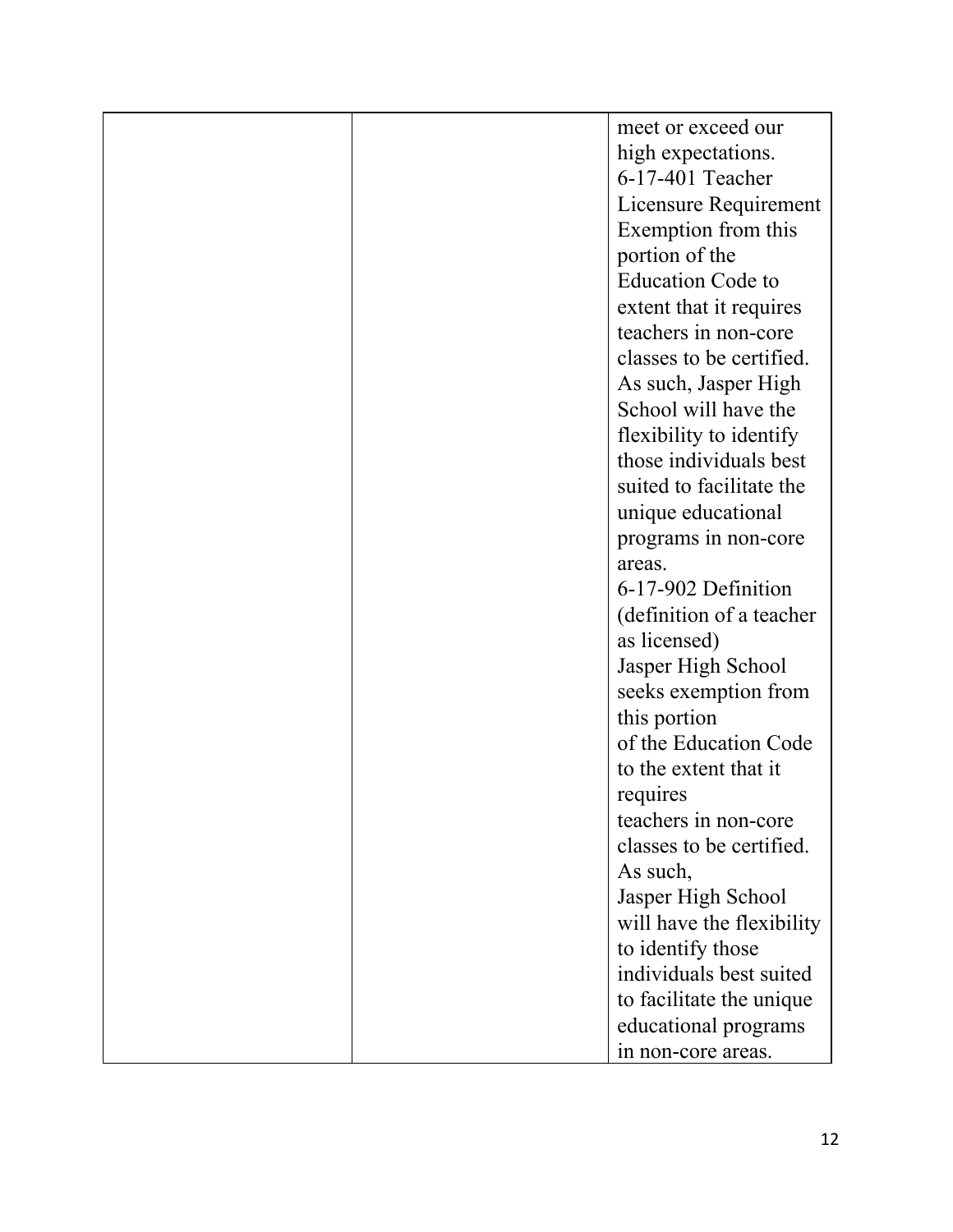| | | |
|---|---|---|
| | | meet or exceed our high expectations.<br>6-17-401 Teacher Licensure Requirement Exemption from this portion of the Education Code to extent that it requires teachers in non-core classes to be certified. As such, Jasper High School will have the flexibility to identify those individuals best suited to facilitate the unique educational programs in non-core areas.<br>6-17-902 Definition (definition of a teacher as licensed)<br>Jasper High School seeks exemption from this portion of the Education Code to the extent that it requires teachers in non-core classes to be certified. As such, Jasper High School will have the flexibility to identify those individuals best suited to facilitate the unique educational programs in non-core areas. |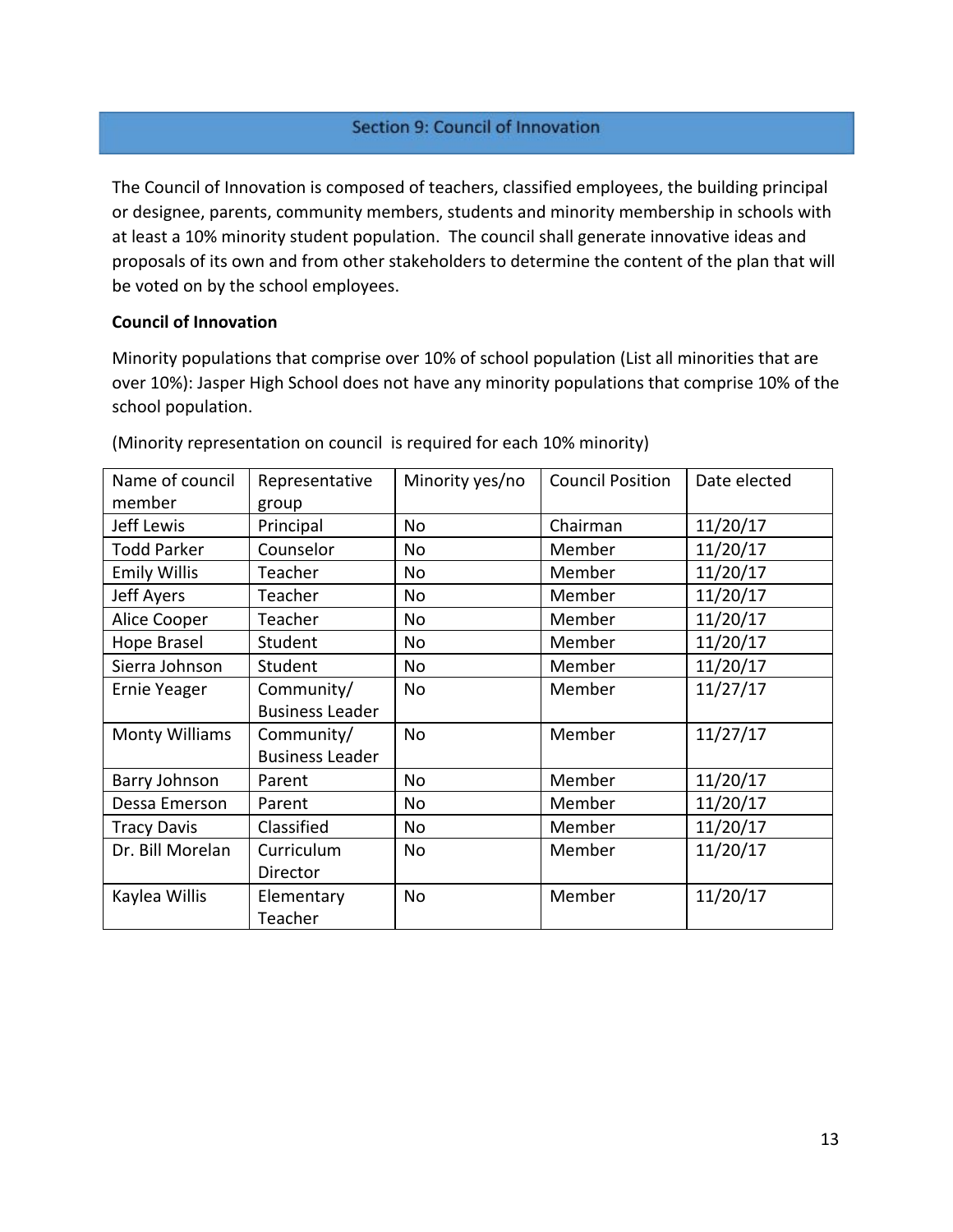## Section 9: Council of Innovation

The Council of Innovation is composed of teachers, classified employees, the building principal or designee, parents, community members, students and minority membership in schools with at least a 10% minority student population. The council shall generate innovative ideas and proposals of its own and from other stakeholders to determine the content of the plan that will be voted on by the school employees.

**Council of Innovation**

Minority populations that comprise over 10% of school population (List all minorities that are over 10%): Jasper High School does not have any minority populations that comprise 10% of the school population.

(Minority representation on council is required for each 10% minority)

| Name of council member | Representative group | Minority yes/no | Council Position | Date elected |
|---|---|---|---|---|
| Jeff Lewis | Principal | No | Chairman | 11/20/17 |
| Todd Parker | Counselor | No | Member | 11/20/17 |
| Emily Willis | Teacher | No | Member | 11/20/17 |
| Jeff Ayers | Teacher | No | Member | 11/20/17 |
| Alice Cooper | Teacher | No | Member | 11/20/17 |
| Hope Brasel | Student | No | Member | 11/20/17 |
| Sierra Johnson | Student | No | Member | 11/20/17 |
| Ernie Yeager | Community/ Business Leader | No | Member | 11/27/17 |
| Monty Williams | Community/ Business Leader | No | Member | 11/27/17 |
| Barry Johnson | Parent | No | Member | 11/20/17 |
| Dessa Emerson | Parent | No | Member | 11/20/17 |
| Tracy Davis | Classified | No | Member | 11/20/17 |
| Dr. Bill Morelan | Curriculum Director | No | Member | 11/20/17 |
| Kaylea Willis | Elementary Teacher | No | Member | 11/20/17 |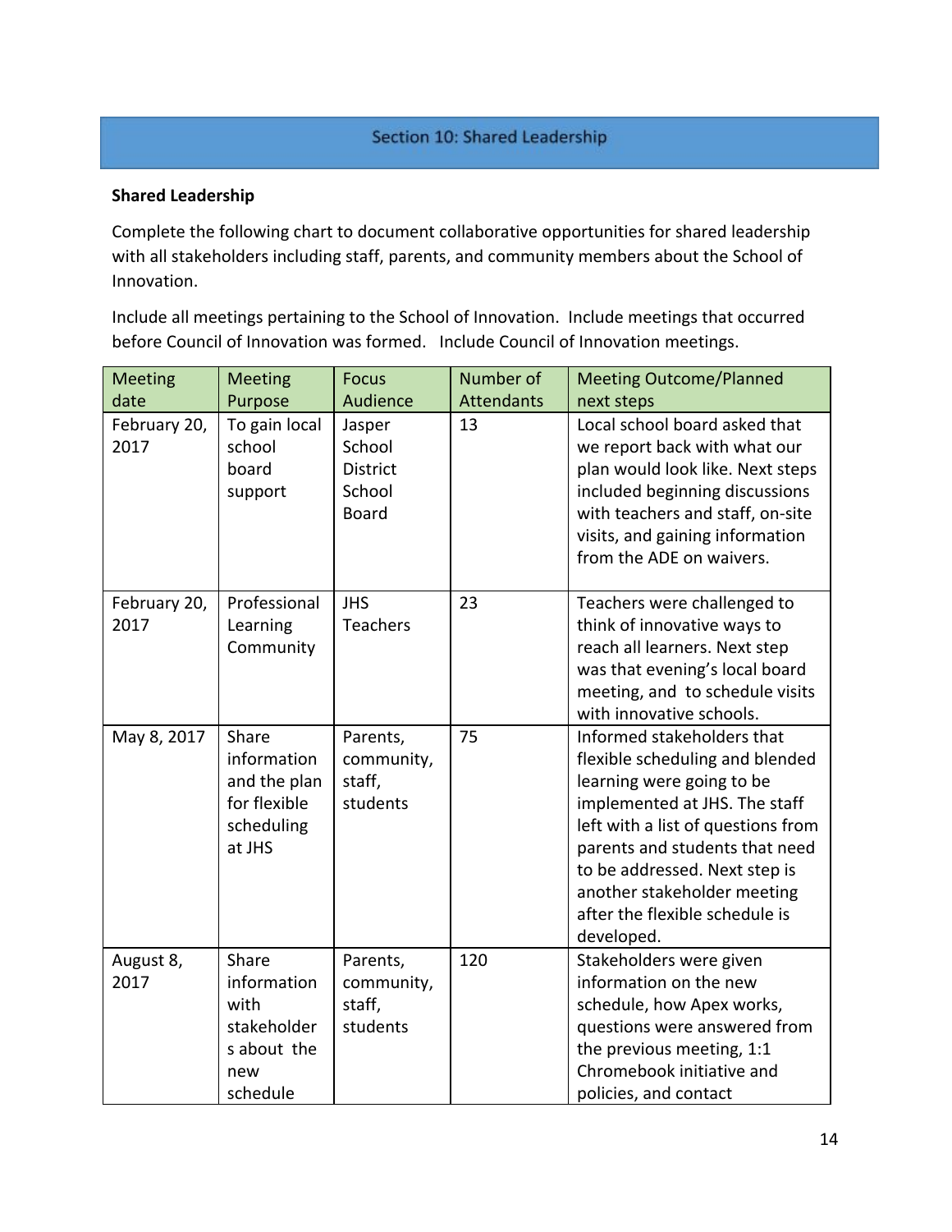## Section 10: Shared Leadership

**Shared Leadership**

Complete the following chart to document collaborative opportunities for shared leadership with all stakeholders including staff, parents, and community members about the School of Innovation.

Include all meetings pertaining to the School of Innovation. Include meetings that occurred before Council of Innovation was formed. Include Council of Innovation meetings.

| Meeting date | Meeting Purpose | Focus Audience | Number of Attendants | Meeting Outcome/Planned next steps |
|---|---|---|---|---|
| February 20, 2017 | To gain local school board support | Jasper School District School Board | 13 | Local school board asked that we report back with what our plan would look like. Next steps included beginning discussions with teachers and staff, on-site visits, and gaining information from the ADE on waivers. |
| February 20, 2017 | Professional Learning Community | JHS Teachers | 23 | Teachers were challenged to think of innovative ways to reach all learners. Next step was that evening's local board meeting, and to schedule visits with innovative schools. |
| May 8, 2017 | Share information and the plan for flexible scheduling at JHS | Parents, community, staff, students | 75 | Informed stakeholders that flexible scheduling and blended learning were going to be implemented at JHS. The staff left with a list of questions from parents and students that need to be addressed. Next step is another stakeholder meeting after the flexible schedule is developed. |
| August 8, 2017 | Share information with stakeholders about the new schedule | Parents, community, staff, students | 120 | Stakeholders were given information on the new schedule, how Apex works, questions were answered from the previous meeting, 1:1 Chromebook initiative and policies, and contact |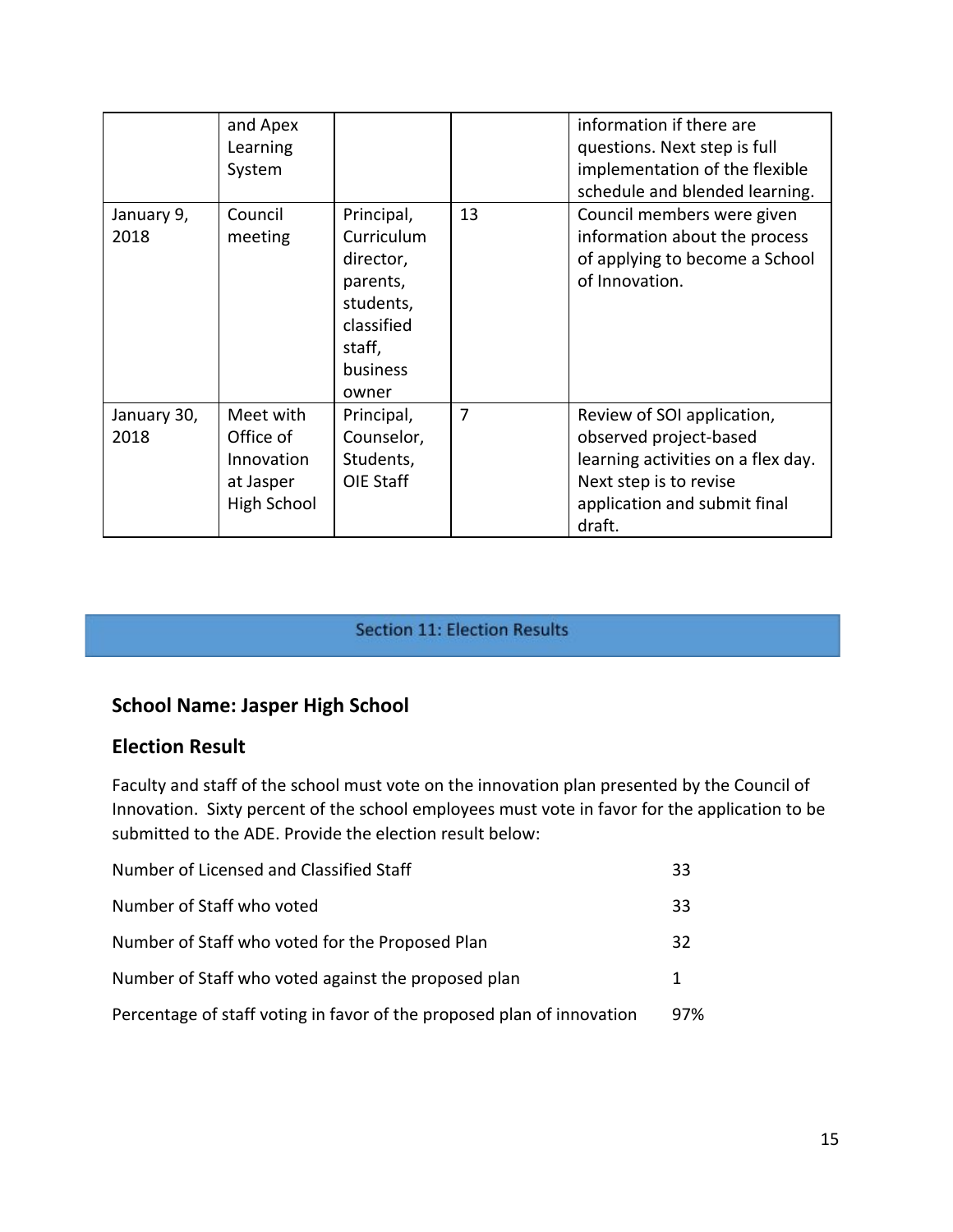| | and Apex Learning System | | | information if there are questions. Next step is full implementation of the flexible schedule and blended learning. |
|---|---|---|---|---|
| January 9, 2018 | Council meeting | Principal, Curriculum director, parents, students, classified staff, business owner | 13 | Council members were given information about the process of applying to become a School of Innovation. |
| January 30, 2018 | Meet with Office of Innovation at Jasper High School | Principal, Counselor, Students, OIE Staff | 7 | Review of SOI application, observed project-based learning activities on a flex day. Next step is to revise application and submit final draft. |

## Section 11: Election Results

### School Name: Jasper High School

### Election Result

Faculty and staff of the school must vote on the innovation plan presented by the Council of Innovation. Sixty percent of the school employees must vote in favor for the application to be submitted to the ADE. Provide the election result below:

| | |
|---|---|
| Number of Licensed and Classified Staff | 33 |
| Number of Staff who voted | 33 |
| Number of Staff who voted for the Proposed Plan | 32 |
| Number of Staff who voted against the proposed plan | 1 |
| Percentage of staff voting in favor of the proposed plan of innovation | 97% |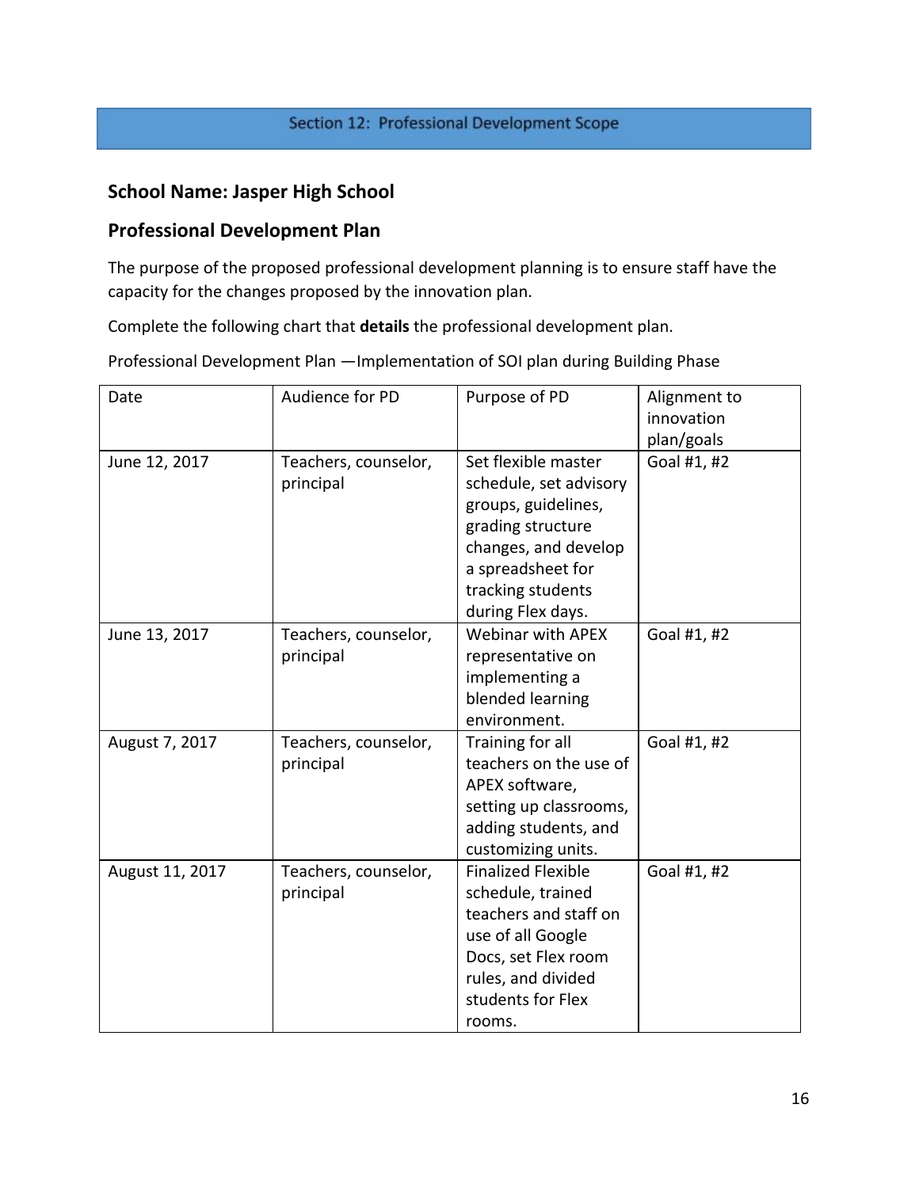## Section 12: Professional Development Scope

### School Name: Jasper High School

### Professional Development Plan

The purpose of the proposed professional development planning is to ensure staff have the capacity for the changes proposed by the innovation plan.

Complete the following chart that **details** the professional development plan.

Professional Development Plan —Implementation of SOI plan during Building Phase

| Date | Audience for PD | Purpose of PD | Alignment to innovation plan/goals |
|---|---|---|---|
| June 12, 2017 | Teachers, counselor, principal | Set flexible master schedule, set advisory groups, guidelines, grading structure changes, and develop a spreadsheet for tracking students during Flex days. | Goal #1, #2 |
| June 13, 2017 | Teachers, counselor, principal | Webinar with APEX representative on implementing a blended learning environment. | Goal #1, #2 |
| August 7, 2017 | Teachers, counselor, principal | Training for all teachers on the use of APEX software, setting up classrooms, adding students, and customizing units. | Goal #1, #2 |
| August 11, 2017 | Teachers, counselor, principal | Finalized Flexible schedule, trained teachers and staff on use of all Google Docs, set Flex room rules, and divided students for Flex rooms. | Goal #1, #2 |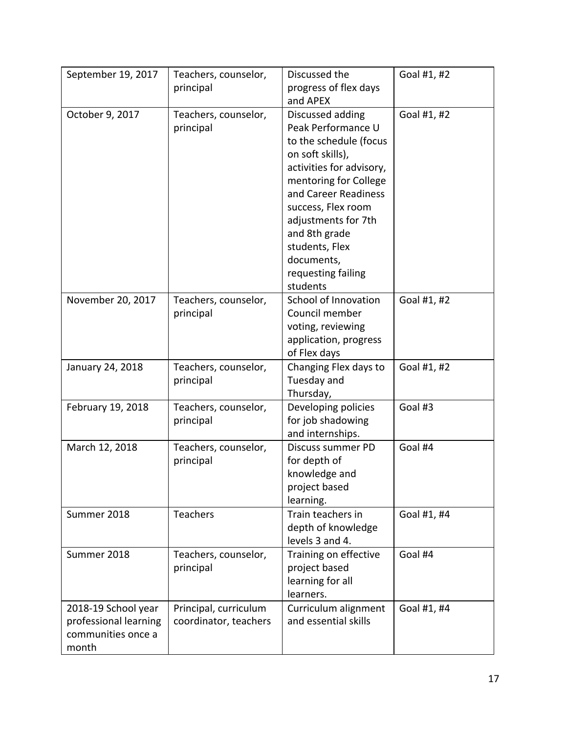| September 19, 2017 | Teachers, counselor, principal | Discussed the progress of flex days and APEX | Goal #1, #2 |
|---|---|---|---|
| October 9, 2017 | Teachers, counselor, principal | Discussed adding Peak Performance U to the schedule (focus on soft skills), activities for advisory, mentoring for College and Career Readiness success, Flex room adjustments for 7th and 8th grade students, Flex documents, requesting failing students | Goal #1, #2 |
| November 20, 2017 | Teachers, counselor, principal | School of Innovation Council member voting, reviewing application, progress of Flex days | Goal #1, #2 |
| January 24, 2018 | Teachers, counselor, principal | Changing Flex days to Tuesday and Thursday, | Goal #1, #2 |
| February 19, 2018 | Teachers, counselor, principal | Developing policies for job shadowing and internships. | Goal #3 |
| March 12, 2018 | Teachers, counselor, principal | Discuss summer PD for depth of knowledge and project based learning. | Goal #4 |
| Summer 2018 | Teachers | Train teachers in depth of knowledge levels 3 and 4. | Goal #1, #4 |
| Summer 2018 | Teachers, counselor, principal | Training on effective project based learning for all learners. | Goal #4 |
| 2018-19 School year professional learning communities once a month | Principal, curriculum coordinator, teachers | Curriculum alignment and essential skills | Goal #1, #4 |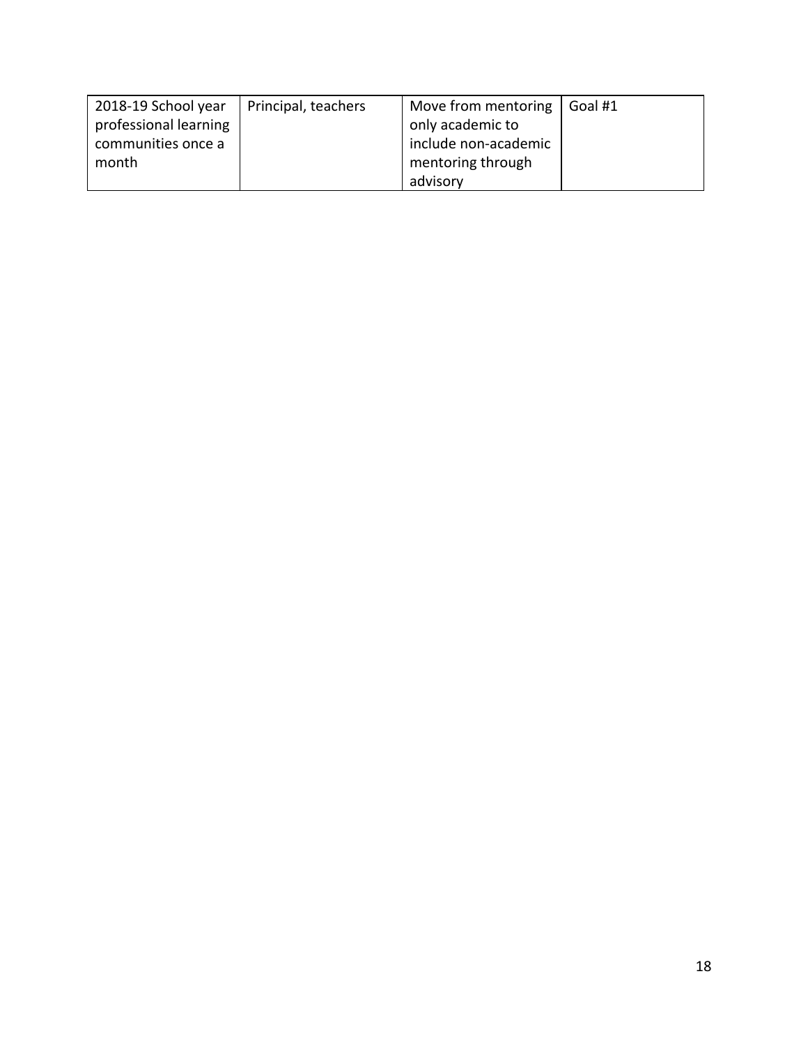| | | | |
|---|---|---|---|
| 2018-19 School year professional learning communities once a month | Principal, teachers | Move from mentoring only academic to include non-academic mentoring through advisory | Goal #1 |